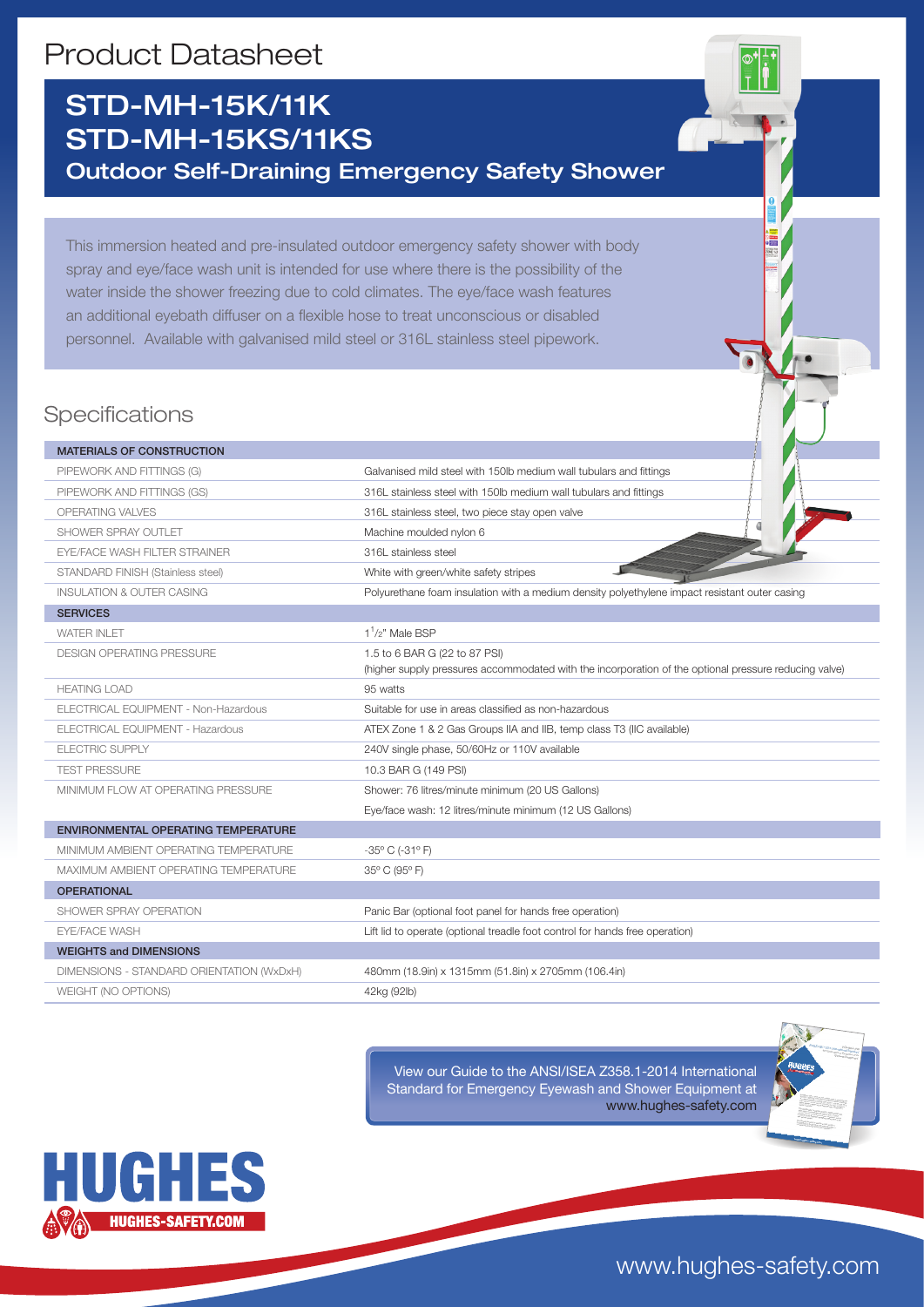# Product Datasheet

## STD-MH-15K/11K
## STD-MH-15KS/11KS
### Outdoor Self-Draining Emergency Safety Shower

This immersion heated and pre-insulated outdoor emergency safety shower with body spray and eye/face wash unit is intended for use where there is the possibility of the water inside the shower freezing due to cold climates. The eye/face wash features an additional eyebath diffuser on a flexible hose to treat unconscious or disabled personnel. Available with galvanised mild steel or 316L stainless steel pipework.

## Specifications

| MATERIALS OF CONSTRUCTION | |
|---|---|
| PIPEWORK AND FITTINGS (G) | Galvanised mild steel with 150lb medium wall tubulars and fittings |
| PIPEWORK AND FITTINGS (GS) | 316L stainless steel with 150lb medium wall tubulars and fittings |
| OPERATING VALVES | 316L stainless steel, two piece stay open valve |
| SHOWER SPRAY OUTLET | Machine moulded nylon 6 |
| EYE/FACE WASH FILTER STRAINER | 316L stainless steel |
| STANDARD FINISH (Stainless steel) | White with green/white safety stripes |
| INSULATION & OUTER CASING | Polyurethane foam insulation with a medium density polyethylene impact resistant outer casing |
| **SERVICES** | |
| WATER INLET | 1 1/2" Male BSP |
| DESIGN OPERATING PRESSURE | 1.5 to 6 BAR G (22 to 87 PSI)<br>(higher supply pressures accommodated with the incorporation of the optional pressure reducing valve) |
| HEATING LOAD | 95 watts |
| ELECTRICAL EQUIPMENT - Non-Hazardous | Suitable for use in areas classified as non-hazardous |
| ELECTRICAL EQUIPMENT - Hazardous | ATEX Zone 1 & 2 Gas Groups IIA and IIB, temp class T3 (IIC available) |
| ELECTRIC SUPPLY | 240V single phase, 50/60Hz or 110V available |
| TEST PRESSURE | 10.3 BAR G (149 PSI) |
| MINIMUM FLOW AT OPERATING PRESSURE | Shower: 76 litres/minute minimum (20 US Gallons)<br>Eye/face wash: 12 litres/minute minimum (12 US Gallons) |
| **ENVIRONMENTAL OPERATING TEMPERATURE** | |
| MINIMUM AMBIENT OPERATING TEMPERATURE | -35° C (-31° F) |
| MAXIMUM AMBIENT OPERATING TEMPERATURE | 35° C (95° F) |
| **OPERATIONAL** | |
| SHOWER SPRAY OPERATION | Panic Bar (optional foot panel for hands free operation) |
| EYE/FACE WASH | Lift lid to operate (optional treadle foot control for hands free operation) |
| **WEIGHTS and DIMENSIONS** | |
| DIMENSIONS - STANDARD ORIENTATION (WxDxH) | 480mm (18.9in) x 1315mm (51.8in) x 2705mm (106.4in) |
| WEIGHT (NO OPTIONS) | 42kg (92lb) |

View our Guide to the ANSI/ISEA Z358.1-2014 International Standard for Emergency Eyewash and Shower Equipment at www.hughes-safety.com

HUGHES
HUGHES-SAFETY.COM

www.hughes-safety.com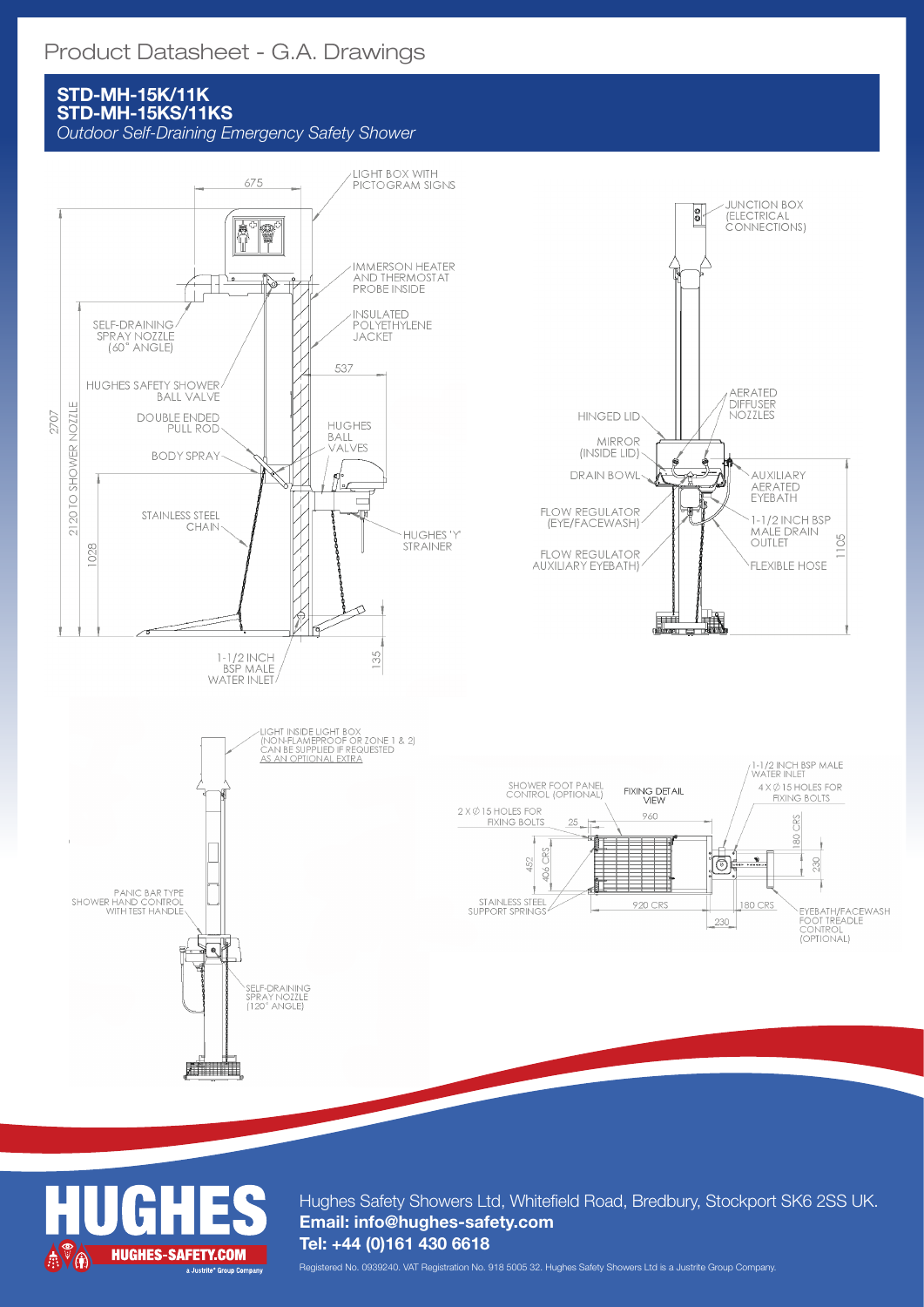# Product Datasheet - G.A. Drawings

## STD-MH-15K/11K
## STD-MH-15KS/11KS

*Outdoor Self-Draining Emergency Safety Shower*

675

LIGHT BOX WITH PICTOGRAM SIGNS

IMMERSON HEATER AND THERMOSTAT PROBE INSIDE

INSULATED POLYETHYLENE JACKET

SELF-DRAINING SPRAY NOZZLE (60° ANGLE)

537

HUGHES SAFETY SHOWER BALL VALVE

2707

2120 TO SHOWER NOZZLE

DOUBLE ENDED PULL ROD

HUGHES BALL VALVES

BODY SPRAY

1028

STAINLESS STEEL CHAIN

HUGHES 'Y' STRAINER

135

1-1/2 INCH BSP MALE WATER INLET

JUNCTION BOX (ELECTRICAL CONNECTIONS)

AERATED DIFFUSER NOZZLES

HINGED LID

MIRROR (INSIDE LID)

DRAIN BOWL

AUXILIARY AERATED EYEBATH

FLOW REGULATOR (EYE/FACEWASH)

1-1/2 INCH BSP MALE DRAIN OUTLET

FLOW REGULATOR AUXILIARY EYEBATH)

FLEXIBLE HOSE

1105

LIGHT INSIDE LIGHT BOX (NON-FLAMEPROOF OR ZONE 1 & 2) CAN BE SUPPLIED IF REQUESTED AS AN OPTIONAL EXTRA

PANIC BAR TYPE SHOWER HAND CONTROL WITH TEST HANDLE

SELF-DRAINING SPRAY NOZZLE (120° ANGLE)

SHOWER FOOT PANEL CONTROL (OPTIONAL)

FIXING DETAIL VIEW

1-1/2 INCH BSP MALE WATER INLET

4 X Ø 15 HOLES FOR FIXING BOLTS

2 X Ø 15 HOLES FOR FIXING BOLTS

25

960

180 CRS

452

406 CRS

230

STAINLESS STEEL SUPPORT SPRINGS

920 CRS

180 CRS

230

EYEBATH/FACEWASH FOOT TREADLE CONTROL (OPTIONAL)

HUGHES

HUGHES-SAFETY.COM

a Justrite® Group Company

Hughes Safety Showers Ltd, Whitefield Road, Bredbury, Stockport SK6 2SS UK.

**Email: info@hughes-safety.com**

**Tel: +44 (0)161 430 6618**

Registered No. 0939240. VAT Registration No. 918 5005 32. Hughes Safety Showers Ltd is a Justrite Group Company.